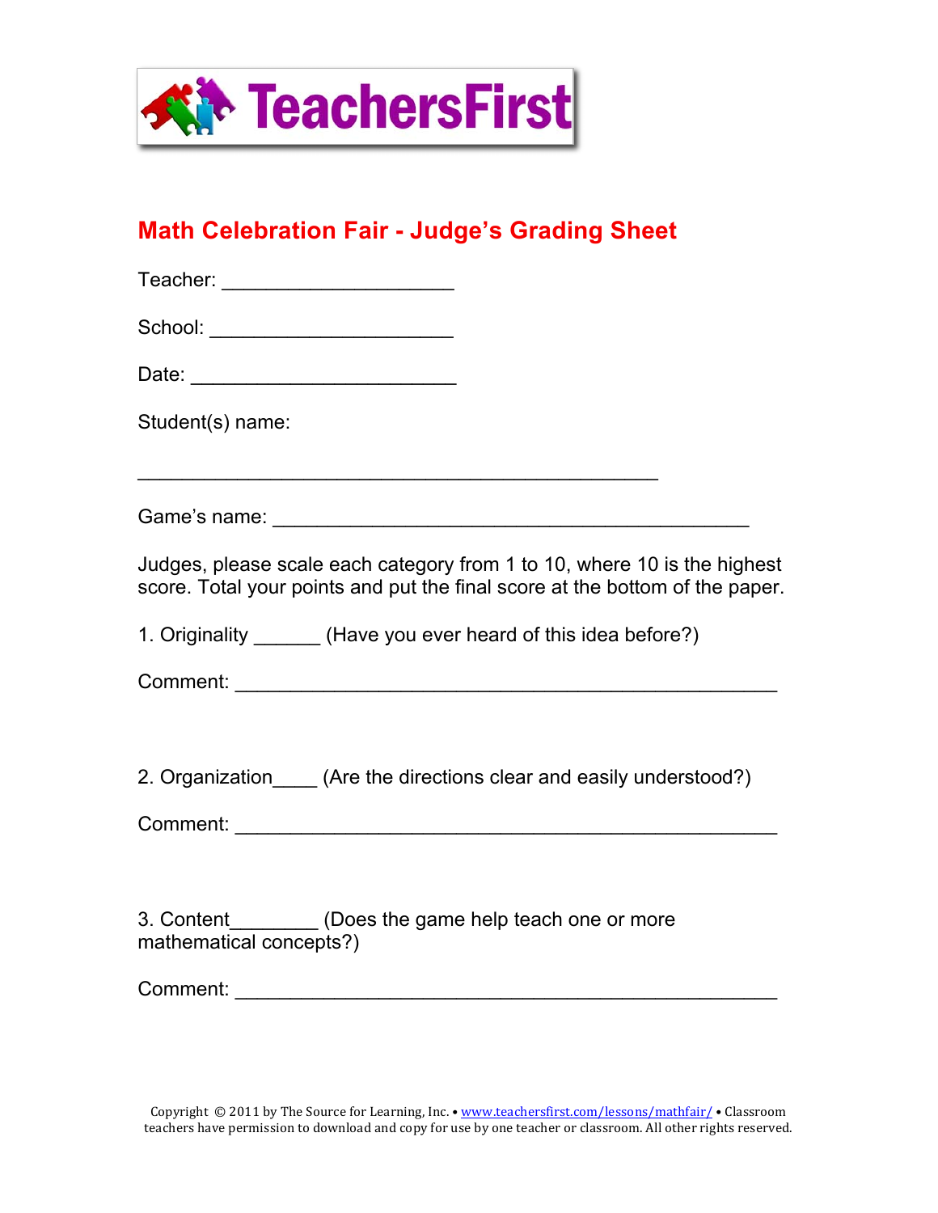TeachersFirst

# Math Celebration Fair - Judge's Grading Sheet

Teacher: ____________________

School: _____________________

Date: _______________________

Student(s) name:

_____________________________________________

Game's name: _________________________________________

Judges, please scale each category from 1 to 10, where 10 is the highest score. Total your points and put the final score at the bottom of the paper.

1. Originality ______ (Have you ever heard of this idea before?)

Comment: _______________________________________________

2. Organization____ (Are the directions clear and easily understood?)

Comment: _______________________________________________

3. Content________ (Does the game help teach one or more mathematical concepts?)

Comment: _______________________________________________

Copyright © 2011 by The Source for Learning, Inc. • www.teachersfirst.com/lessons/mathfair/ • Classroom teachers have permission to download and copy for use by one teacher or classroom. All other rights reserved.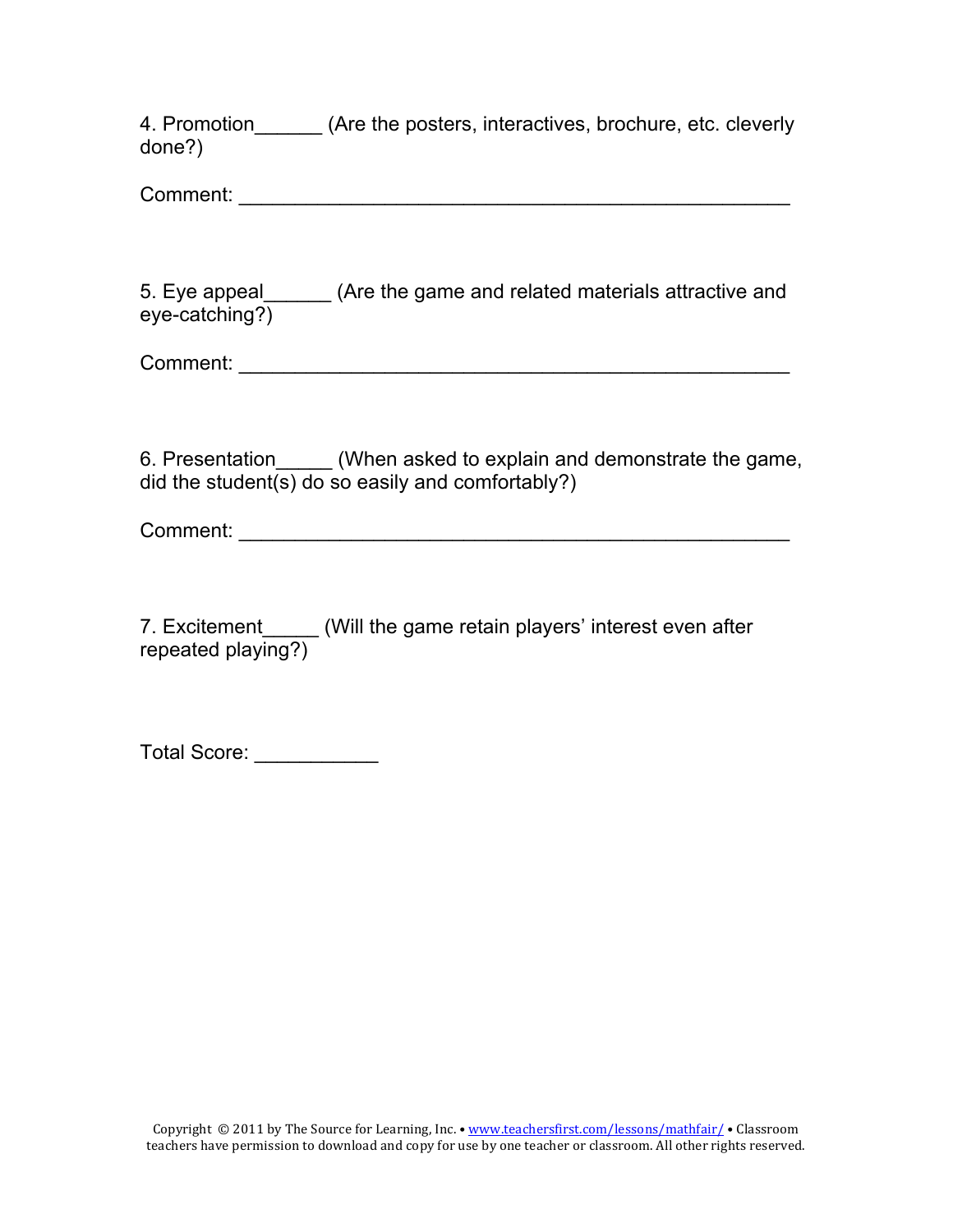4. Promotion______ (Are the posters, interactives, brochure, etc. cleverly done?)

Comment: ________________________________________________

5. Eye appeal______ (Are the game and related materials attractive and eye-catching?)

Comment: ________________________________________________

6. Presentation_____ (When asked to explain and demonstrate the game, did the student(s) do so easily and comfortably?)

Comment: ________________________________________________

7. Excitement_____ (Will the game retain players' interest even after repeated playing?)

Total Score: ___________

Copyright © 2011 by The Source for Learning, Inc. • www.teachersfirst.com/lessons/mathfair/ • Classroom teachers have permission to download and copy for use by one teacher or classroom. All other rights reserved.